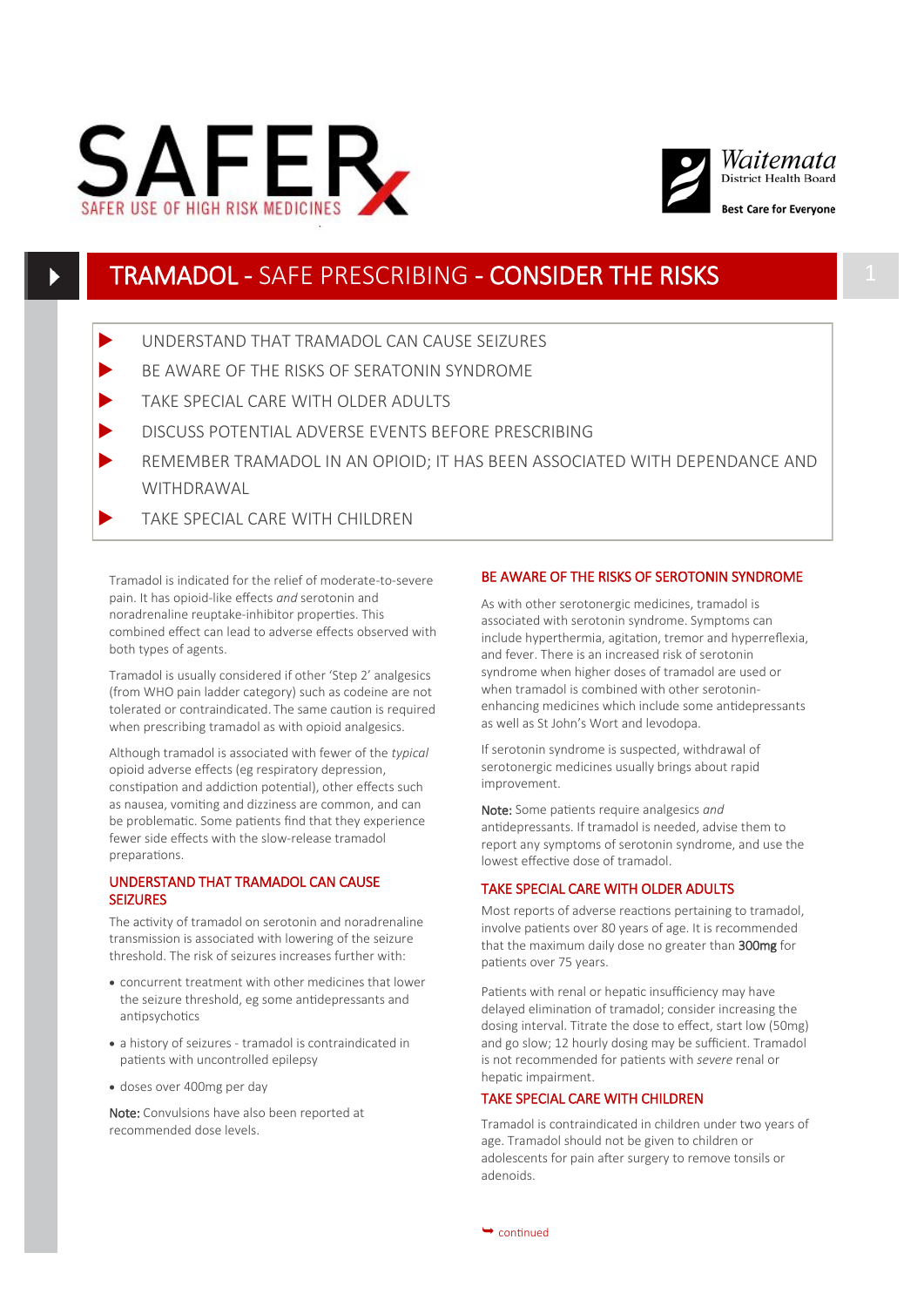SAFER

SAFER USE OF HIGH RISK MEDICINES

Waitemata District Health Board

Best Care for Everyone

# TRAMADOL - SAFE PRESCRIBING - CONSIDER THE RISKS

- UNDERSTAND THAT TRAMADOL CAN CAUSE SEIZURES
- BE AWARE OF THE RISKS OF SERATONIN SYNDROME
- TAKE SPECIAL CARE WITH OLDER ADULTS
- DISCUSS POTENTIAL ADVERSE EVENTS BEFORE PRESCRIBING
- REMEMBER TRAMADOL IN AN OPIOID; IT HAS BEEN ASSOCIATED WITH DEPENDANCE AND WITHDRAWAL
- TAKE SPECIAL CARE WITH CHILDREN

Tramadol is indicated for the relief of moderate-to-severe pain. It has opioid-like effects *and* serotonin and noradrenaline reuptake-inhibitor properties. This combined effect can lead to adverse effects observed with both types of agents.

Tramadol is usually considered if other 'Step 2' analgesics (from WHO pain ladder category) such as codeine are not tolerated or contraindicated. The same caution is required when prescribing tramadol as with opioid analgesics.

Although tramadol is associated with fewer of the *typical* opioid adverse effects (eg respiratory depression, constipation and addiction potential), other effects such as nausea, vomiting and dizziness are common, and can be problematic. Some patients find that they experience fewer side effects with the slow-release tramadol preparations.

## UNDERSTAND THAT TRAMADOL CAN CAUSE SEIZURES

The activity of tramadol on serotonin and noradrenaline transmission is associated with lowering of the seizure threshold. The risk of seizures increases further with:

- concurrent treatment with other medicines that lower the seizure threshold, eg some antidepressants and antipsychotics
- a history of seizures - tramadol is contraindicated in patients with uncontrolled epilepsy
- doses over 400mg per day

**Note:** Convulsions have also been reported at recommended dose levels.

## BE AWARE OF THE RISKS OF SEROTONIN SYNDROME

As with other serotonergic medicines, tramadol is associated with serotonin syndrome. Symptoms can include hyperthermia, agitation, tremor and hyperreflexia, and fever. There is an increased risk of serotonin syndrome when higher doses of tramadol are used or when tramadol is combined with other serotonin-enhancing medicines which include some antidepressants as well as St John's Wort and levodopa.

If serotonin syndrome is suspected, withdrawal of serotonergic medicines usually brings about rapid improvement.

**Note:** Some patients require analgesics *and* antidepressants. If tramadol is needed, advise them to report any symptoms of serotonin syndrome, and use the lowest effective dose of tramadol.

## TAKE SPECIAL CARE WITH OLDER ADULTS

Most reports of adverse reactions pertaining to tramadol, involve patients over 80 years of age. It is recommended that the maximum daily dose no greater than **300mg** for patients over 75 years.

Patients with renal or hepatic insufficiency may have delayed elimination of tramadol; consider increasing the dosing interval. Titrate the dose to effect, start low (50mg) and go slow; 12 hourly dosing may be sufficient. Tramadol is not recommended for patients with *severe* renal or hepatic impairment.

## TAKE SPECIAL CARE WITH CHILDREN

Tramadol is contraindicated in children under two years of age. Tramadol should not be given to children or adolescents for pain after surgery to remove tonsils or adenoids.

continued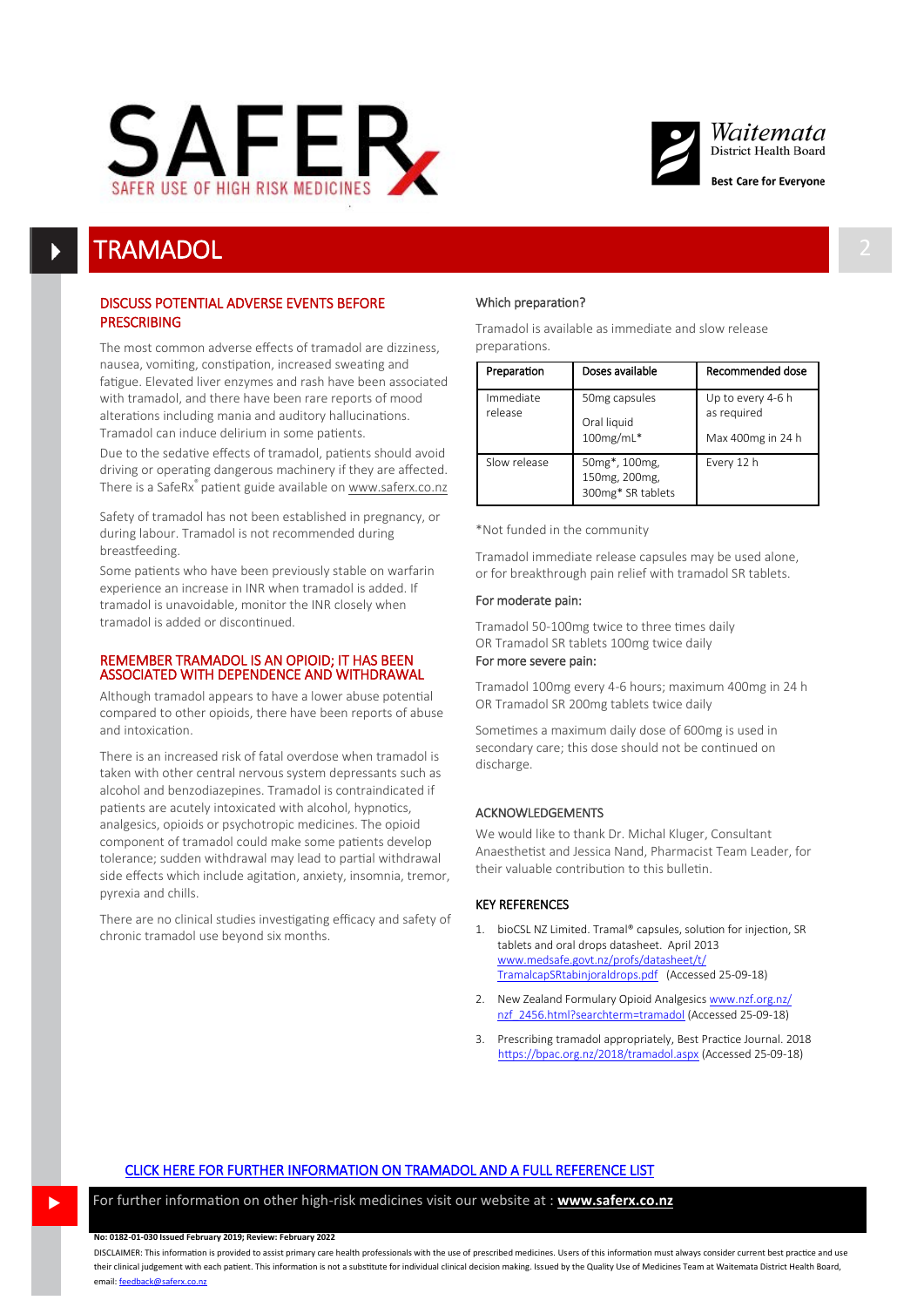SAFER SAFER USE OF HIGH RISK MEDICINES

Waitemata District Health Board

Best Care for Everyone

# TRAMADOL

## DISCUSS POTENTIAL ADVERSE EVENTS BEFORE PRESCRIBING

The most common adverse effects of tramadol are dizziness, nausea, vomiting, constipation, increased sweating and fatigue. Elevated liver enzymes and rash have been associated with tramadol, and there have been rare reports of mood alterations including mania and auditory hallucinations. Tramadol can induce delirium in some patients.

Due to the sedative effects of tramadol, patients should avoid driving or operating dangerous machinery if they are affected. There is a SafeRx® patient guide available on www.saferx.co.nz

Safety of tramadol has not been established in pregnancy, or during labour. Tramadol is not recommended during breastfeeding.

Some patients who have been previously stable on warfarin experience an increase in INR when tramadol is added. If tramadol is unavoidable, monitor the INR closely when tramadol is added or discontinued.

## REMEMBER TRAMADOL IS AN OPIOID; IT HAS BEEN ASSOCIATED WITH DEPENDENCE AND WITHDRAWAL

Although tramadol appears to have a lower abuse potential compared to other opioids, there have been reports of abuse and intoxication.

There is an increased risk of fatal overdose when tramadol is taken with other central nervous system depressants such as alcohol and benzodiazepines. Tramadol is contraindicated if patients are acutely intoxicated with alcohol, hypnotics, analgesics, opioids or psychotropic medicines. The opioid component of tramadol could make some patients develop tolerance; sudden withdrawal may lead to partial withdrawal side effects which include agitation, anxiety, insomnia, tremor, pyrexia and chills.

There are no clinical studies investigating efficacy and safety of chronic tramadol use beyond six months.

### Which preparation?

Tramadol is available as immediate and slow release preparations.

| Preparation | Doses available | Recommended dose |
|---|---|---|
| Immediate release | 50mg capsules<br><br>Oral liquid 100mg/mL* | Up to every 4-6 h as required<br><br>Max 400mg in 24 h |
| Slow release | 50mg*, 100mg, 150mg, 200mg, 300mg* SR tablets | Every 12 h |

*Not funded in the community

Tramadol immediate release capsules may be used alone, or for breakthrough pain relief with tramadol SR tablets.

### For moderate pain:

Tramadol 50-100mg twice to three times daily
OR Tramadol SR tablets 100mg twice daily

### For more severe pain:

Tramadol 100mg every 4-6 hours; maximum 400mg in 24 h
OR Tramadol SR 200mg tablets twice daily

Sometimes a maximum daily dose of 600mg is used in secondary care; this dose should not be continued on discharge.

## ACKNOWLEDGEMENTS

We would like to thank Dr. Michal Kluger, Consultant Anaesthetist and Jessica Nand, Pharmacist Team Leader, for their valuable contribution to this bulletin.

## KEY REFERENCES

1. bioCSL NZ Limited. Tramal® capsules, solution for injection, SR tablets and oral drops datasheet. April 2013 www.medsafe.govt.nz/profs/datasheet/t/TramalcapSRtabinjoraldrops.pdf (Accessed 25-09-18)
2. New Zealand Formulary Opioid Analgesics www.nzf.org.nz/nzf_2456.html?searchterm=tramadol (Accessed 25-09-18)
3. Prescribing tramadol appropriately, Best Practice Journal. 2018 https://bpac.org.nz/2018/tramadol.aspx (Accessed 25-09-18)

CLICK HERE FOR FURTHER INFORMATION ON TRAMADOL AND A FULL REFERENCE LIST

For further information on other high-risk medicines visit our website at : **www.saferx.co.nz**

**No: 0182-01-030 Issued February 2019; Review: February 2022**

DISCLAIMER: This information is provided to assist primary care health professionals with the use of prescribed medicines. Users of this information must always consider current best practice and use their clinical judgement with each patient. This information is not a substitute for individual clinical decision making. Issued by the Quality Use of Medicines Team at Waitemata District Health Board, email: feedback@saferx.co.nz